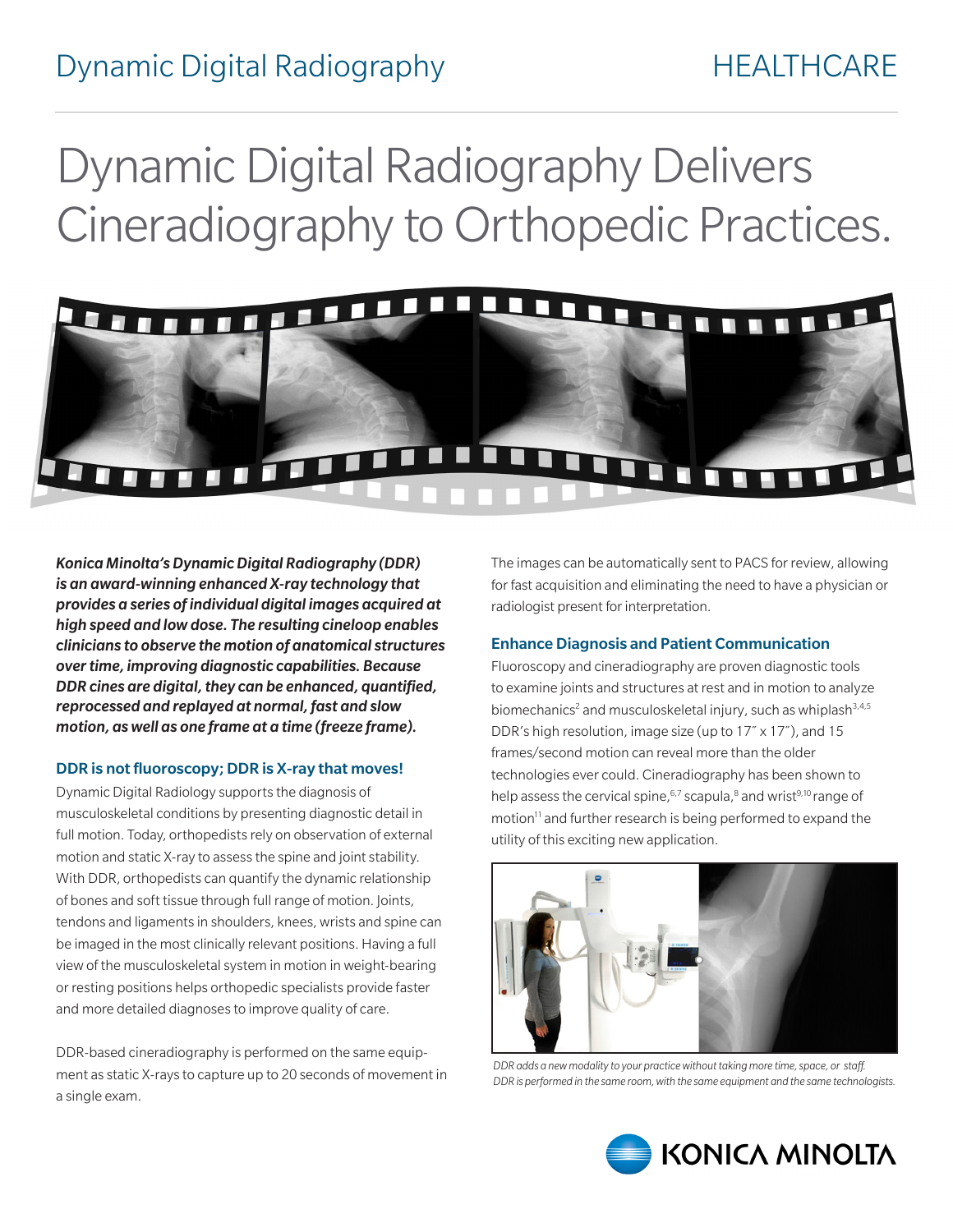# Dynamic Digital Radiography Delivers Cineradiography to Orthopedic Practices.

***Konica Minolta's Dynamic Digital Radiography (DDR) is an award-winning enhanced X-ray technology that provides a series of individual digital images acquired at high speed and low dose. The resulting cineloop enables clinicians to observe the motion of anatomical structures over time, improving diagnostic capabilities. Because DDR cines are digital, they can be enhanced, quantified, reprocessed and replayed at normal, fast and slow motion, as well as one frame at a time (freeze frame).***

## DDR is not fluoroscopy; DDR is X-ray that moves!

Dynamic Digital Radiology supports the diagnosis of musculoskeletal conditions by presenting diagnostic detail in full motion. Today, orthopedists rely on observation of external motion and static X-ray to assess the spine and joint stability. With DDR, orthopedists can quantify the dynamic relationship of bones and soft tissue through full range of motion. Joints, tendons and ligaments in shoulders, knees, wrists and spine can be imaged in the most clinically relevant positions. Having a full view of the musculoskeletal system in motion in weight-bearing or resting positions helps orthopedic specialists provide faster and more detailed diagnoses to improve quality of care.

DDR-based cineradiography is performed on the same equipment as static X-rays to capture up to 20 seconds of movement in a single exam.

The images can be automatically sent to PACS for review, allowing for fast acquisition and eliminating the need to have a physician or radiologist present for interpretation.

## Enhance Diagnosis and Patient Communication

Fluoroscopy and cineradiography are proven diagnostic tools to examine joints and structures at rest and in motion to analyze biomechanics[2] and musculoskeletal injury, such as whiplash[3,4,5] DDR's high resolution, image size (up to 17″ x 17″), and 15 frames/second motion can reveal more than the older technologies ever could. Cineradiography has been shown to help assess the cervical spine,[6,7] scapula,[8] and wrist[9,10] range of motion[11] and further research is being performed to expand the utility of this exciting new application.

*DDR adds a new modality to your practice without taking more time, space, or staff. DDR is performed in the same room, with the same equipment and the same technologists.*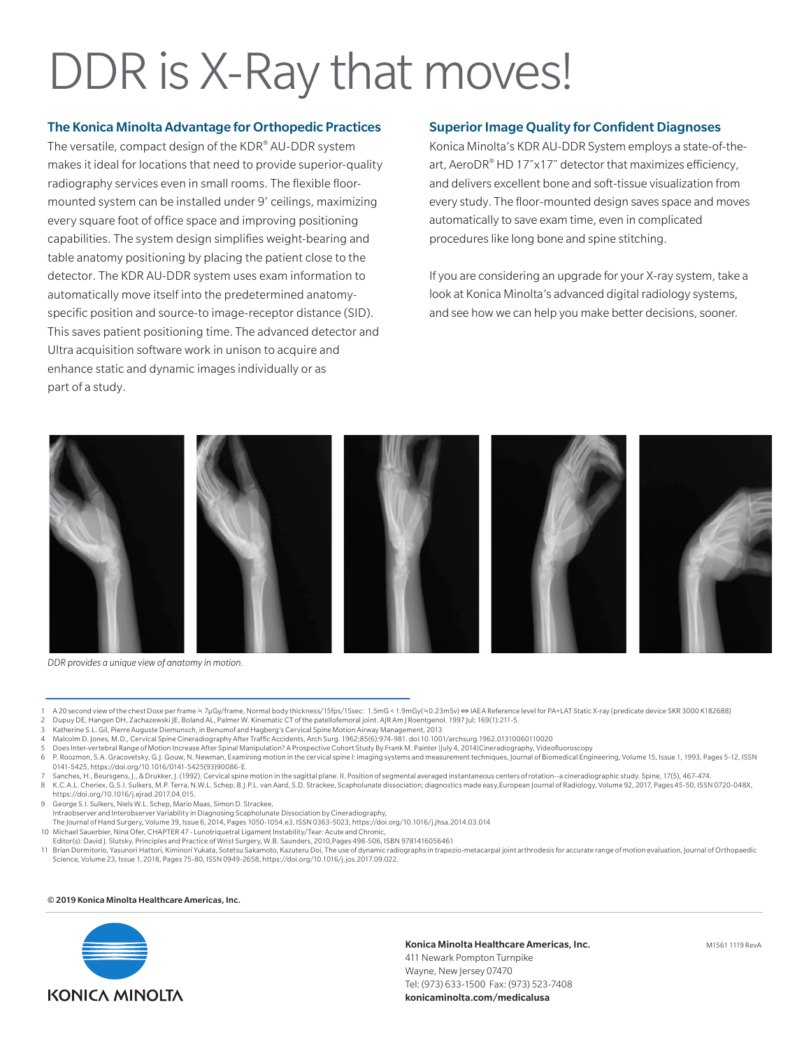# DDR is X-Ray that moves!

## The Konica Minolta Advantage for Orthopedic Practices

The versatile, compact design of the KDR® AU-DDR system makes it ideal for locations that need to provide superior-quality radiography services even in small rooms. The flexible floor-mounted system can be installed under 9' ceilings, maximizing every square foot of office space and improving positioning capabilities. The system design simplifies weight-bearing and table anatomy positioning by placing the patient close to the detector. The KDR AU-DDR system uses exam information to automatically move itself into the predetermined anatomy-specific position and source-to image-receptor distance (SID). This saves patient positioning time. The advanced detector and Ultra acquisition software work in unison to acquire and enhance static and dynamic images individually or as part of a study.

## Superior Image Quality for Confident Diagnoses

Konica Minolta's KDR AU-DDR System employs a state-of-the-art, AeroDR® HD 17"x17" detector that maximizes efficiency, and delivers excellent bone and soft-tissue visualization from every study. The floor-mounted design saves space and moves automatically to save exam time, even in complicated procedures like long bone and spine stitching.

If you are considering an upgrade for your X-ray system, take a look at Konica Minolta's advanced digital radiology systems, and see how we can help you make better decisions, sooner.

*DDR provides a unique view of anatomy in motion.*

1 A 20 second view of the chest Dose per frame ≒ 7μGy/frame, Normal body thickness/15fps/15sec: 1.5mG < 1.9mGy(≒0.23mSv) ⇔ IAEA Reference level for PA+LAT Static X-ray (predicate device SKR 3000 K182688)
2 Dupuy DE, Hangen DH, Zachazewski JE, Boland AL, Palmer W. Kinematic CT of the patellofemoral joint. AJR Am J Roentgenol. 1997 Jul; 169(1):211-5.
3 Katherine S.L. Gil, Pierre Auguste Diemunsch, in Benumof and Hagberg's Cervical Spine Motion Airway Management, 2013
4 Malcolm D. Jones, M.D., Cervical Spine Cineradiography After Traffic Accidents, Arch Surg. 1962;85(6):974-981. doi:10.1001/archsurg.1962.01310060110020
5 Does Inter-vertebral Range of Motion Increase After Spinal Manipulation? A Prospective Cohort Study By Frank M. Painter |July 4, 2014|Cineradiography, Videofluoroscopy
6 P. Roozmon, S.A. Gracovetsky, G.J. Gouw, N. Newman, Examining motion in the cervical spine I: imaging systems and measurement techniques, Journal of Biomedical Engineering, Volume 15, Issue 1, 1993, Pages 5-12, ISSN 0141-5425, https://doi.org/10.1016/0141-5425(93)90086-E.
7 Sanches, H., Beursgens, J., & Drukker, J. (1992). Cervical spine motion in the sagittal plane. II. Position of segmental averaged instantaneous centers of rotation--a cineradiographic study. Spine, 17(5), 467-474.
8 K.C.A.L. Cheriex, G.S.I. Sulkers, M.P. Terra, N.W.L. Schep, B.J.P.L. van Aard, S.D. Strackee, Scapholunate dissociation; diagnostics made easy, European Journal of Radiology, Volume 92, 2017, Pages 45-50, ISSN 0720-048X, https://doi.org/10.1016/j.ejrad.2017.04.015.
9 George S.I. Sulkers, Niels W.L. Schep, Mario Maas, Simon D. Strackee, Intraobserver and Interobserver Variability in Diagnosing Scapholunate Dissociation by Cineradiography, The Journal of Hand Surgery, Volume 39, Issue 6, 2014, Pages 1050-1054.e3, ISSN 0363-5023, https://doi.org/10.1016/j.jhsa.2014.03.014
10 Michael Sauerbier, Nina Ofer, CHAPTER 47 - Lunotriquetral Ligament Instability/Tear: Acute and Chronic, Editor(s): David J. Slutsky, Principles and Practice of Wrist Surgery, W.B. Saunders, 2010, Pages 498-506, ISBN 9781416056461
11 Brian Dormitorio, Yasunori Hattori, Kiminori Yukata, Sotetsu Sakamoto, Kazuteru Doi, The use of dynamic radiographs in trapezio-metacarpal joint arthrodesis for accurate range of motion evaluation, Journal of Orthopaedic Science, Volume 23, Issue 1, 2018, Pages 75-80, ISSN 0949-2658, https://doi.org/10.1016/j.jos.2017.09.022.

**© 2019 Konica Minolta Healthcare Americas, Inc.**

KONICA MINOLTA

**Konica Minolta Healthcare Americas, Inc.**
411 Newark Pompton Turnpike
Wayne, New Jersey 07470
Tel: (973) 633-1500 Fax: (973) 523-7408
**konicaminolta.com/medicalusa**

M1561 1119 RevA